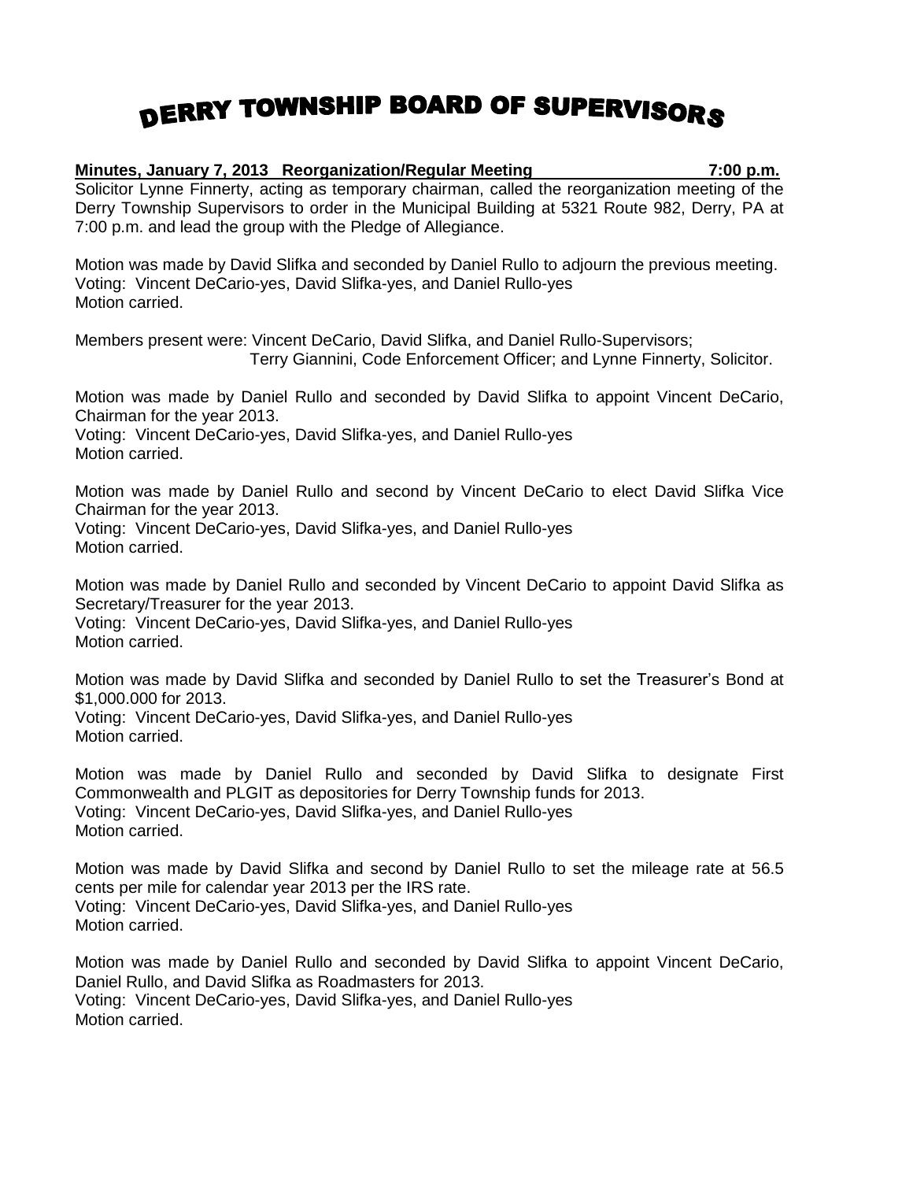# DERRY TOWNSHIP BOARD OF SUPERVISORS

**Minutes, January 7, 2013 Reorganization/Regular Meeting 7:00 p.m.**

Solicitor Lynne Finnerty, acting as temporary chairman, called the reorganization meeting of the Derry Township Supervisors to order in the Municipal Building at 5321 Route 982, Derry, PA at 7:00 p.m. and lead the group with the Pledge of Allegiance.

Motion was made by David Slifka and seconded by Daniel Rullo to adjourn the previous meeting.
Voting: Vincent DeCario-yes, David Slifka-yes, and Daniel Rullo-yes
Motion carried.

Members present were: Vincent DeCario, David Slifka, and Daniel Rullo-Supervisors;
Terry Giannini, Code Enforcement Officer; and Lynne Finnerty, Solicitor.

Motion was made by Daniel Rullo and seconded by David Slifka to appoint Vincent DeCario, Chairman for the year 2013.
Voting: Vincent DeCario-yes, David Slifka-yes, and Daniel Rullo-yes
Motion carried.

Motion was made by Daniel Rullo and second by Vincent DeCario to elect David Slifka Vice Chairman for the year 2013.
Voting: Vincent DeCario-yes, David Slifka-yes, and Daniel Rullo-yes
Motion carried.

Motion was made by Daniel Rullo and seconded by Vincent DeCario to appoint David Slifka as Secretary/Treasurer for the year 2013.
Voting: Vincent DeCario-yes, David Slifka-yes, and Daniel Rullo-yes
Motion carried.

Motion was made by David Slifka and seconded by Daniel Rullo to set the Treasurer's Bond at $1,000.000 for 2013.
Voting: Vincent DeCario-yes, David Slifka-yes, and Daniel Rullo-yes
Motion carried.

Motion was made by Daniel Rullo and seconded by David Slifka to designate First Commonwealth and PLGIT as depositories for Derry Township funds for 2013.
Voting: Vincent DeCario-yes, David Slifka-yes, and Daniel Rullo-yes
Motion carried.

Motion was made by David Slifka and second by Daniel Rullo to set the mileage rate at 56.5 cents per mile for calendar year 2013 per the IRS rate.
Voting: Vincent DeCario-yes, David Slifka-yes, and Daniel Rullo-yes
Motion carried.

Motion was made by Daniel Rullo and seconded by David Slifka to appoint Vincent DeCario, Daniel Rullo, and David Slifka as Roadmasters for 2013.
Voting: Vincent DeCario-yes, David Slifka-yes, and Daniel Rullo-yes
Motion carried.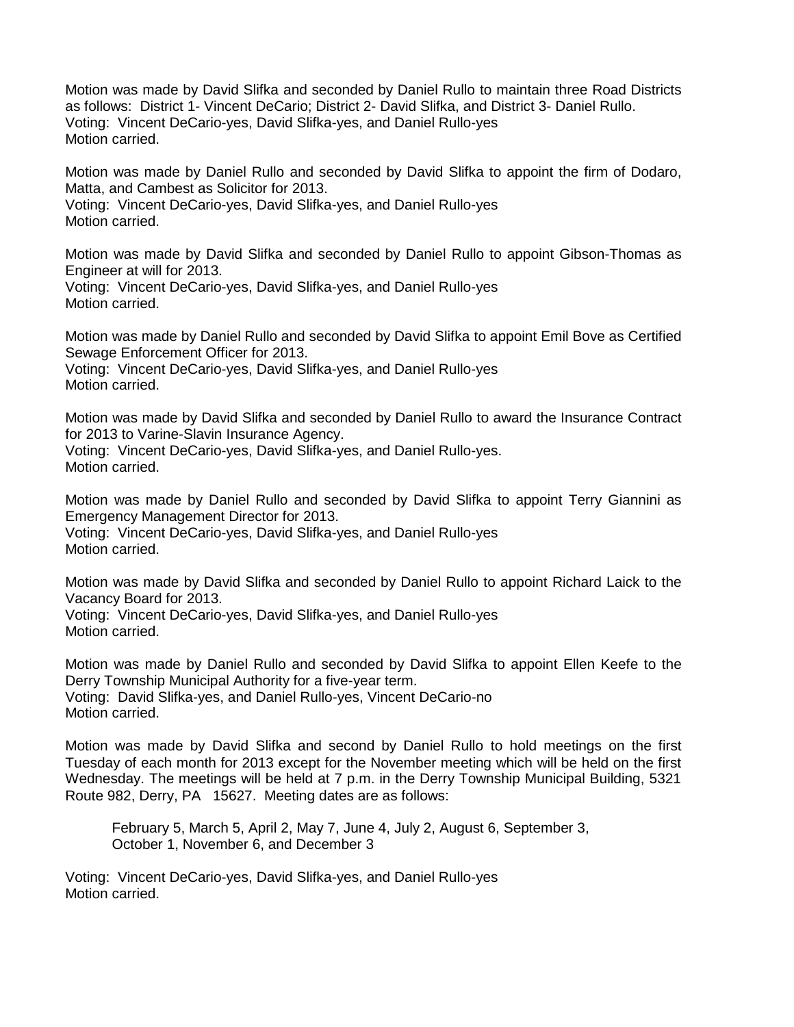Motion was made by David Slifka and seconded by Daniel Rullo to maintain three Road Districts as follows: District 1- Vincent DeCario; District 2- David Slifka, and District 3- Daniel Rullo.
Voting: Vincent DeCario-yes, David Slifka-yes, and Daniel Rullo-yes
Motion carried.

Motion was made by Daniel Rullo and seconded by David Slifka to appoint the firm of Dodaro, Matta, and Cambest as Solicitor for 2013.
Voting: Vincent DeCario-yes, David Slifka-yes, and Daniel Rullo-yes
Motion carried.

Motion was made by David Slifka and seconded by Daniel Rullo to appoint Gibson-Thomas as Engineer at will for 2013.
Voting: Vincent DeCario-yes, David Slifka-yes, and Daniel Rullo-yes
Motion carried.

Motion was made by Daniel Rullo and seconded by David Slifka to appoint Emil Bove as Certified Sewage Enforcement Officer for 2013.
Voting: Vincent DeCario-yes, David Slifka-yes, and Daniel Rullo-yes
Motion carried.

Motion was made by David Slifka and seconded by Daniel Rullo to award the Insurance Contract for 2013 to Varine-Slavin Insurance Agency.
Voting: Vincent DeCario-yes, David Slifka-yes, and Daniel Rullo-yes.
Motion carried.

Motion was made by Daniel Rullo and seconded by David Slifka to appoint Terry Giannini as Emergency Management Director for 2013.
Voting: Vincent DeCario-yes, David Slifka-yes, and Daniel Rullo-yes
Motion carried.

Motion was made by David Slifka and seconded by Daniel Rullo to appoint Richard Laick to the Vacancy Board for 2013.
Voting: Vincent DeCario-yes, David Slifka-yes, and Daniel Rullo-yes
Motion carried.

Motion was made by Daniel Rullo and seconded by David Slifka to appoint Ellen Keefe to the Derry Township Municipal Authority for a five-year term.
Voting: David Slifka-yes, and Daniel Rullo-yes, Vincent DeCario-no
Motion carried.

Motion was made by David Slifka and second by Daniel Rullo to hold meetings on the first Tuesday of each month for 2013 except for the November meeting which will be held on the first Wednesday. The meetings will be held at 7 p.m. in the Derry Township Municipal Building, 5321 Route 982, Derry, PA 15627. Meeting dates are as follows:

> February 5, March 5, April 2, May 7, June 4, July 2, August 6, September 3, October 1, November 6, and December 3

Voting: Vincent DeCario-yes, David Slifka-yes, and Daniel Rullo-yes
Motion carried.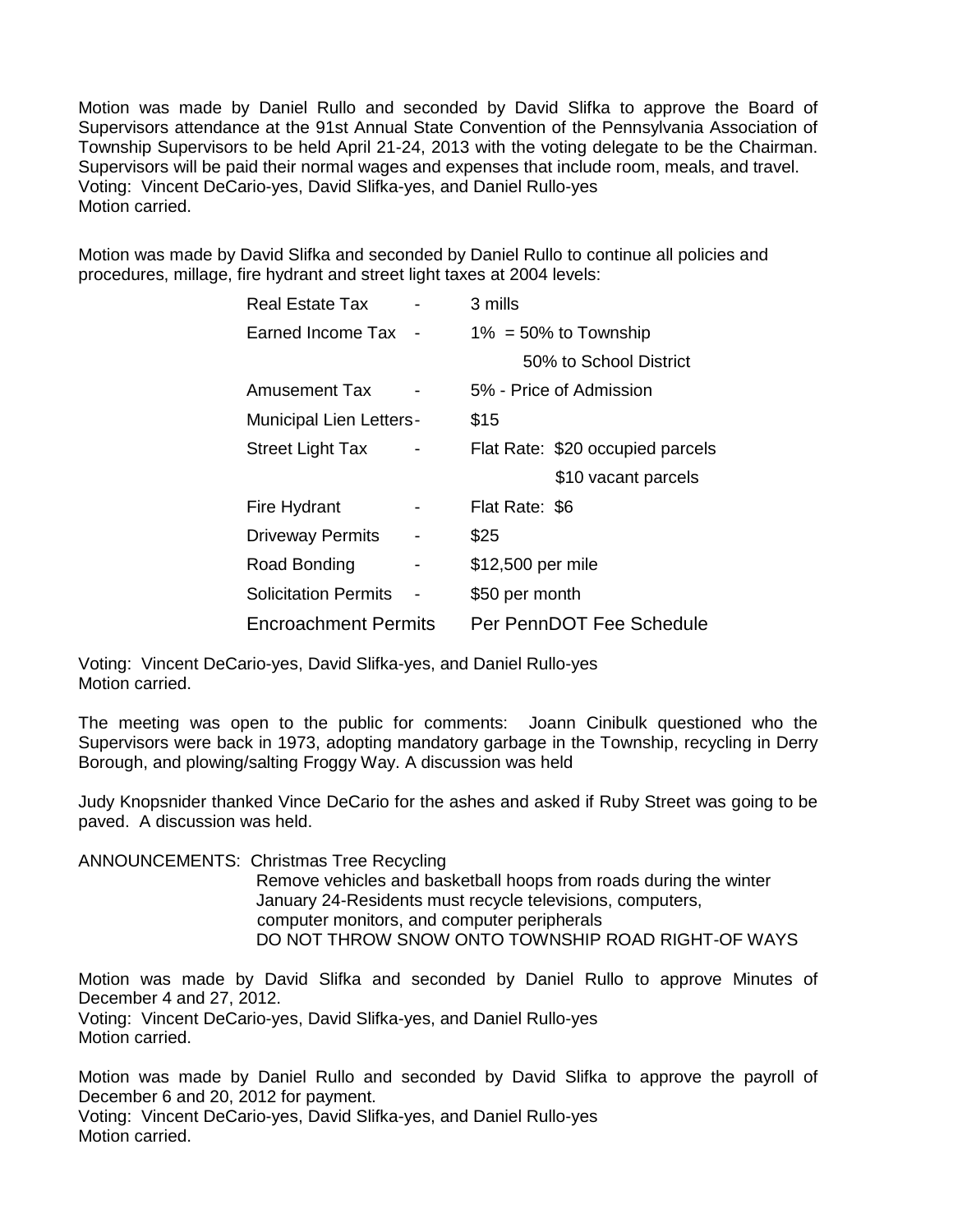Motion was made by Daniel Rullo and seconded by David Slifka to approve the Board of Supervisors attendance at the 91st Annual State Convention of the Pennsylvania Association of Township Supervisors to be held April 21-24, 2013 with the voting delegate to be the Chairman. Supervisors will be paid their normal wages and expenses that include room, meals, and travel.
Voting: Vincent DeCario-yes, David Slifka-yes, and Daniel Rullo-yes
Motion carried.

Motion was made by David Slifka and seconded by Daniel Rullo to continue all policies and procedures, millage, fire hydrant and street light taxes at 2004 levels:

| | | |
|---|---|---|
| Real Estate Tax | - | 3 mills |
| Earned Income Tax | - | 1% = 50% to Township |
| | | 50% to School District |
| Amusement Tax | - | 5% - Price of Admission |
| Municipal Lien Letters | - | $15 |
| Street Light Tax | - | Flat Rate: $20 occupied parcels |
| | | $10 vacant parcels |
| Fire Hydrant | - | Flat Rate: $6 |
| Driveway Permits | - | $25 |
| Road Bonding | - | $12,500 per mile |
| Solicitation Permits | - | $50 per month |
| Encroachment Permits | | Per PennDOT Fee Schedule |

Voting: Vincent DeCario-yes, David Slifka-yes, and Daniel Rullo-yes
Motion carried.

The meeting was open to the public for comments: Joann Cinibulk questioned who the Supervisors were back in 1973, adopting mandatory garbage in the Township, recycling in Derry Borough, and plowing/salting Froggy Way. A discussion was held

Judy Knopsnider thanked Vince DeCario for the ashes and asked if Ruby Street was going to be paved. A discussion was held.

ANNOUNCEMENTS: Christmas Tree Recycling
Remove vehicles and basketball hoops from roads during the winter
January 24-Residents must recycle televisions, computers, computer monitors, and computer peripherals
DO NOT THROW SNOW ONTO TOWNSHIP ROAD RIGHT-OF WAYS

Motion was made by David Slifka and seconded by Daniel Rullo to approve Minutes of December 4 and 27, 2012.
Voting: Vincent DeCario-yes, David Slifka-yes, and Daniel Rullo-yes
Motion carried.

Motion was made by Daniel Rullo and seconded by David Slifka to approve the payroll of December 6 and 20, 2012 for payment.
Voting: Vincent DeCario-yes, David Slifka-yes, and Daniel Rullo-yes
Motion carried.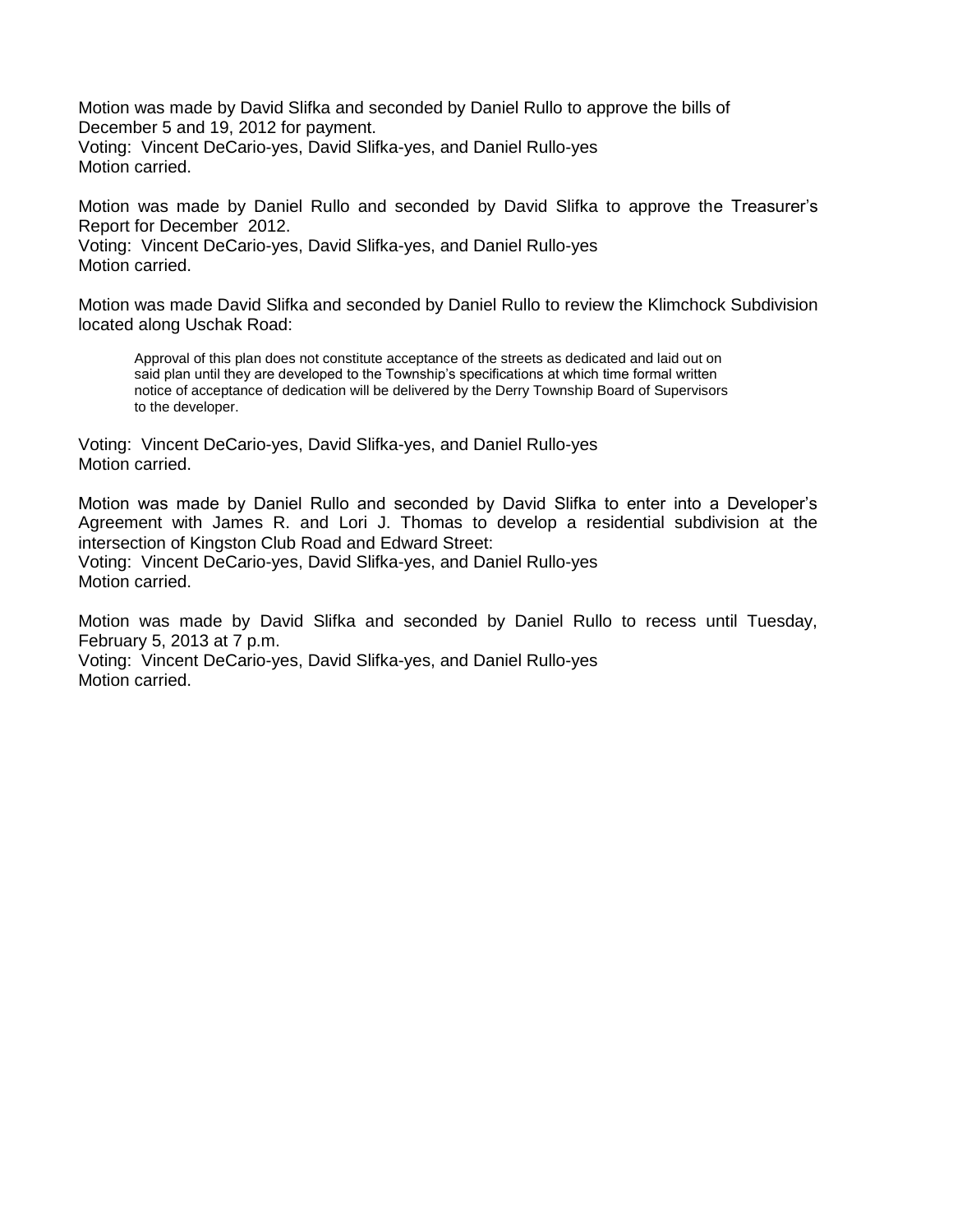Motion was made by David Slifka and seconded by Daniel Rullo to approve the bills of December 5 and 19, 2012 for payment.
Voting: Vincent DeCario-yes, David Slifka-yes, and Daniel Rullo-yes
Motion carried.

Motion was made by Daniel Rullo and seconded by David Slifka to approve the Treasurer's Report for December 2012.
Voting: Vincent DeCario-yes, David Slifka-yes, and Daniel Rullo-yes
Motion carried.

Motion was made David Slifka and seconded by Daniel Rullo to review the Klimchock Subdivision located along Uschak Road:

> Approval of this plan does not constitute acceptance of the streets as dedicated and laid out on said plan until they are developed to the Township's specifications at which time formal written notice of acceptance of dedication will be delivered by the Derry Township Board of Supervisors to the developer.

Voting: Vincent DeCario-yes, David Slifka-yes, and Daniel Rullo-yes
Motion carried.

Motion was made by Daniel Rullo and seconded by David Slifka to enter into a Developer's Agreement with James R. and Lori J. Thomas to develop a residential subdivision at the intersection of Kingston Club Road and Edward Street:
Voting: Vincent DeCario-yes, David Slifka-yes, and Daniel Rullo-yes
Motion carried.

Motion was made by David Slifka and seconded by Daniel Rullo to recess until Tuesday, February 5, 2013 at 7 p.m.
Voting: Vincent DeCario-yes, David Slifka-yes, and Daniel Rullo-yes
Motion carried.